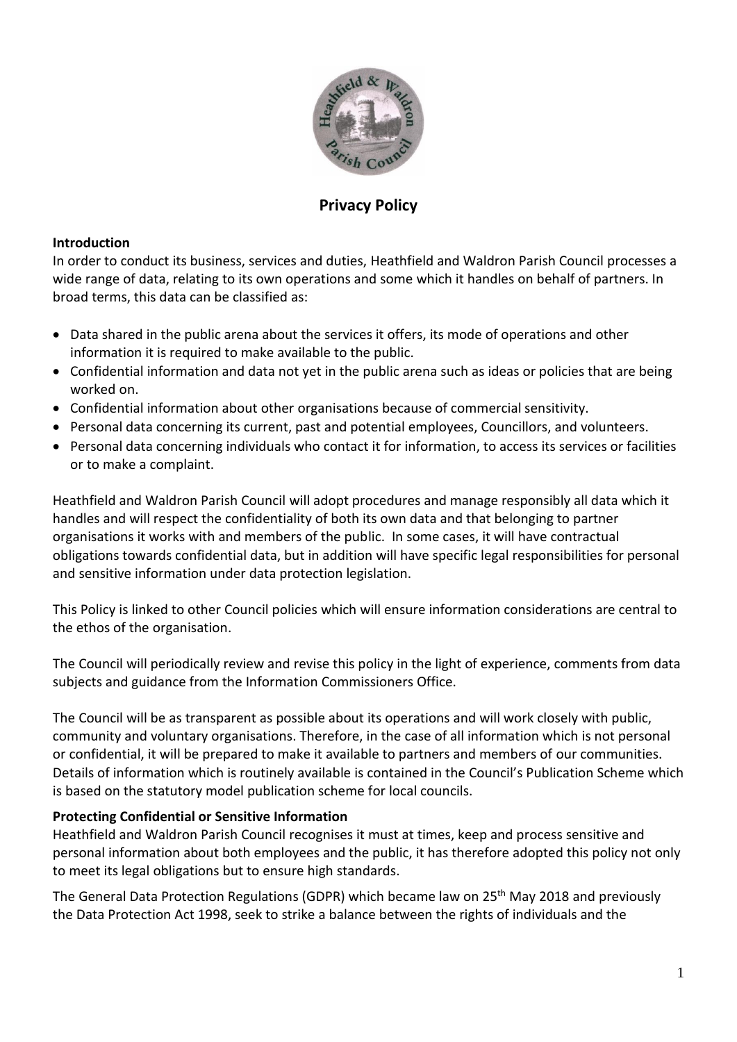# Privacy Policy

**Introduction**

In order to conduct its business, services and duties, Heathfield and Waldron Parish Council processes a wide range of data, relating to its own operations and some which it handles on behalf of partners. In broad terms, this data can be classified as:

- Data shared in the public arena about the services it offers, its mode of operations and other information it is required to make available to the public.
- Confidential information and data not yet in the public arena such as ideas or policies that are being worked on.
- Confidential information about other organisations because of commercial sensitivity.
- Personal data concerning its current, past and potential employees, Councillors, and volunteers.
- Personal data concerning individuals who contact it for information, to access its services or facilities or to make a complaint.

Heathfield and Waldron Parish Council will adopt procedures and manage responsibly all data which it handles and will respect the confidentiality of both its own data and that belonging to partner organisations it works with and members of the public. In some cases, it will have contractual obligations towards confidential data, but in addition will have specific legal responsibilities for personal and sensitive information under data protection legislation.

This Policy is linked to other Council policies which will ensure information considerations are central to the ethos of the organisation.

The Council will periodically review and revise this policy in the light of experience, comments from data subjects and guidance from the Information Commissioners Office.

The Council will be as transparent as possible about its operations and will work closely with public, community and voluntary organisations. Therefore, in the case of all information which is not personal or confidential, it will be prepared to make it available to partners and members of our communities. Details of information which is routinely available is contained in the Council's Publication Scheme which is based on the statutory model publication scheme for local councils.

**Protecting Confidential or Sensitive Information**

Heathfield and Waldron Parish Council recognises it must at times, keep and process sensitive and personal information about both employees and the public, it has therefore adopted this policy not only to meet its legal obligations but to ensure high standards.

The General Data Protection Regulations (GDPR) which became law on 25th May 2018 and previously the Data Protection Act 1998, seek to strike a balance between the rights of individuals and the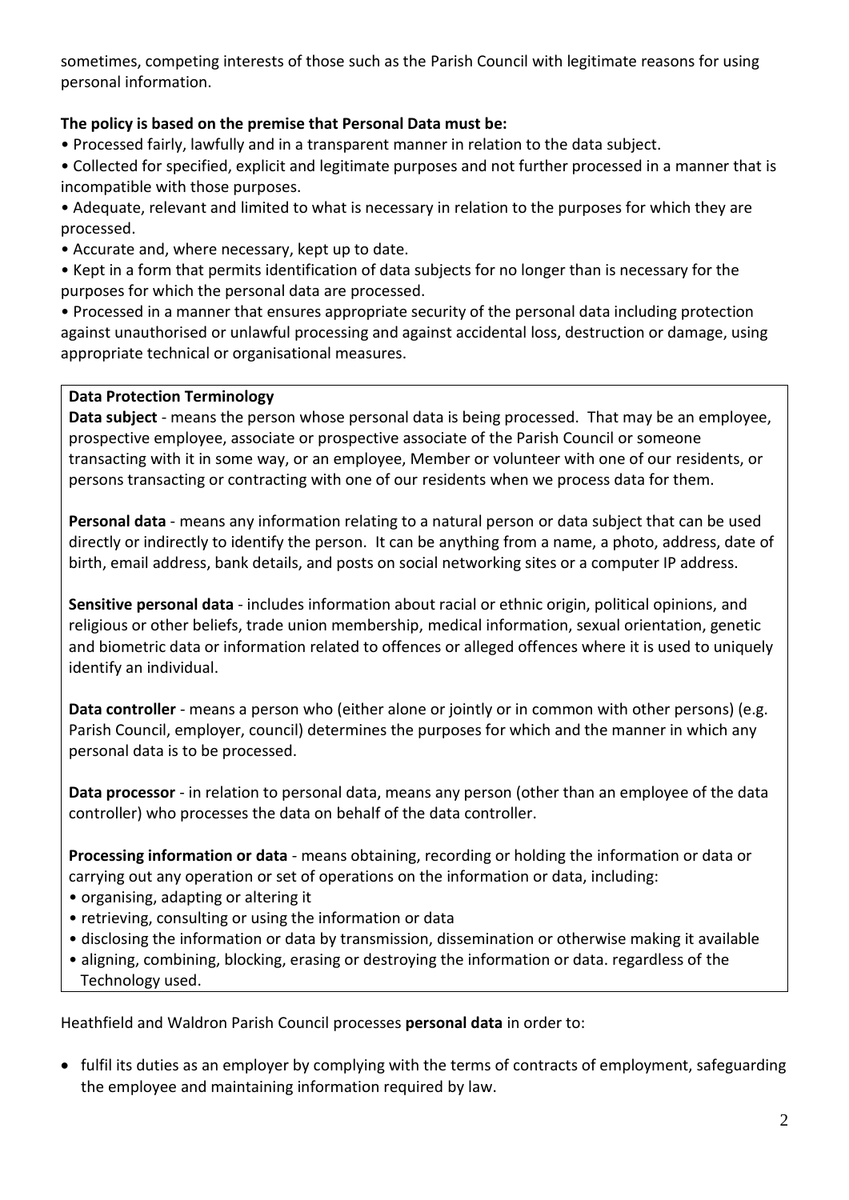sometimes, competing interests of those such as the Parish Council with legitimate reasons for using personal information.

**The policy is based on the premise that Personal Data must be:**

- Processed fairly, lawfully and in a transparent manner in relation to the data subject.
- Collected for specified, explicit and legitimate purposes and not further processed in a manner that is incompatible with those purposes.
- Adequate, relevant and limited to what is necessary in relation to the purposes for which they are processed.
- Accurate and, where necessary, kept up to date.
- Kept in a form that permits identification of data subjects for no longer than is necessary for the purposes for which the personal data are processed.
- Processed in a manner that ensures appropriate security of the personal data including protection against unauthorised or unlawful processing and against accidental loss, destruction or damage, using appropriate technical or organisational measures.

**Data Protection Terminology**

**Data subject** - means the person whose personal data is being processed. That may be an employee, prospective employee, associate or prospective associate of the Parish Council or someone transacting with it in some way, or an employee, Member or volunteer with one of our residents, or persons transacting or contracting with one of our residents when we process data for them.

**Personal data** - means any information relating to a natural person or data subject that can be used directly or indirectly to identify the person. It can be anything from a name, a photo, address, date of birth, email address, bank details, and posts on social networking sites or a computer IP address.

**Sensitive personal data** - includes information about racial or ethnic origin, political opinions, and religious or other beliefs, trade union membership, medical information, sexual orientation, genetic and biometric data or information related to offences or alleged offences where it is used to uniquely identify an individual.

**Data controller** - means a person who (either alone or jointly or in common with other persons) (e.g. Parish Council, employer, council) determines the purposes for which and the manner in which any personal data is to be processed.

**Data processor** - in relation to personal data, means any person (other than an employee of the data controller) who processes the data on behalf of the data controller.

**Processing information or data** - means obtaining, recording or holding the information or data or carrying out any operation or set of operations on the information or data, including:

- organising, adapting or altering it
- retrieving, consulting or using the information or data
- disclosing the information or data by transmission, dissemination or otherwise making it available
- aligning, combining, blocking, erasing or destroying the information or data. regardless of the Technology used.

Heathfield and Waldron Parish Council processes **personal data** in order to:

- fulfil its duties as an employer by complying with the terms of contracts of employment, safeguarding the employee and maintaining information required by law.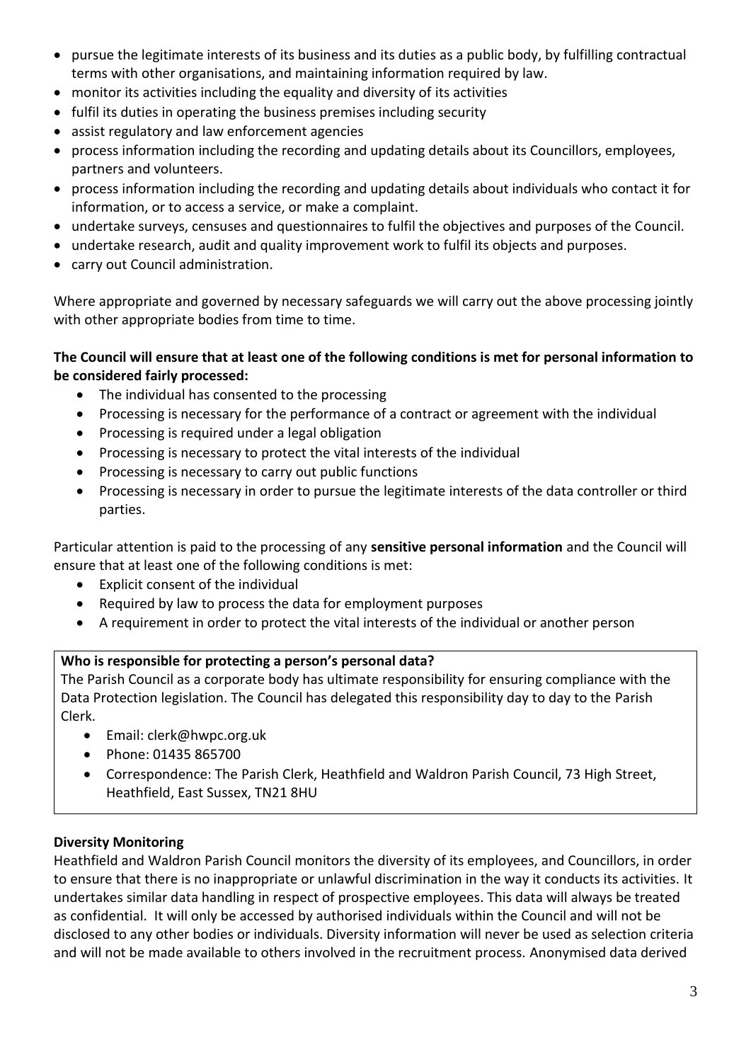- pursue the legitimate interests of its business and its duties as a public body, by fulfilling contractual terms with other organisations, and maintaining information required by law.
- monitor its activities including the equality and diversity of its activities
- fulfil its duties in operating the business premises including security
- assist regulatory and law enforcement agencies
- process information including the recording and updating details about its Councillors, employees, partners and volunteers.
- process information including the recording and updating details about individuals who contact it for information, or to access a service, or make a complaint.
- undertake surveys, censuses and questionnaires to fulfil the objectives and purposes of the Council.
- undertake research, audit and quality improvement work to fulfil its objects and purposes.
- carry out Council administration.

Where appropriate and governed by necessary safeguards we will carry out the above processing jointly with other appropriate bodies from time to time.

**The Council will ensure that at least one of the following conditions is met for personal information to be considered fairly processed:**

- The individual has consented to the processing
- Processing is necessary for the performance of a contract or agreement with the individual
- Processing is required under a legal obligation
- Processing is necessary to protect the vital interests of the individual
- Processing is necessary to carry out public functions
- Processing is necessary in order to pursue the legitimate interests of the data controller or third parties.

Particular attention is paid to the processing of any **sensitive personal information** and the Council will ensure that at least one of the following conditions is met:

- Explicit consent of the individual
- Required by law to process the data for employment purposes
- A requirement in order to protect the vital interests of the individual or another person

**Who is responsible for protecting a person's personal data?**

The Parish Council as a corporate body has ultimate responsibility for ensuring compliance with the Data Protection legislation. The Council has delegated this responsibility day to day to the Parish Clerk.

- Email: clerk@hwpc.org.uk
- Phone: 01435 865700
- Correspondence: The Parish Clerk, Heathfield and Waldron Parish Council, 73 High Street, Heathfield, East Sussex, TN21 8HU

**Diversity Monitoring**

Heathfield and Waldron Parish Council monitors the diversity of its employees, and Councillors, in order to ensure that there is no inappropriate or unlawful discrimination in the way it conducts its activities. It undertakes similar data handling in respect of prospective employees. This data will always be treated as confidential. It will only be accessed by authorised individuals within the Council and will not be disclosed to any other bodies or individuals. Diversity information will never be used as selection criteria and will not be made available to others involved in the recruitment process. Anonymised data derived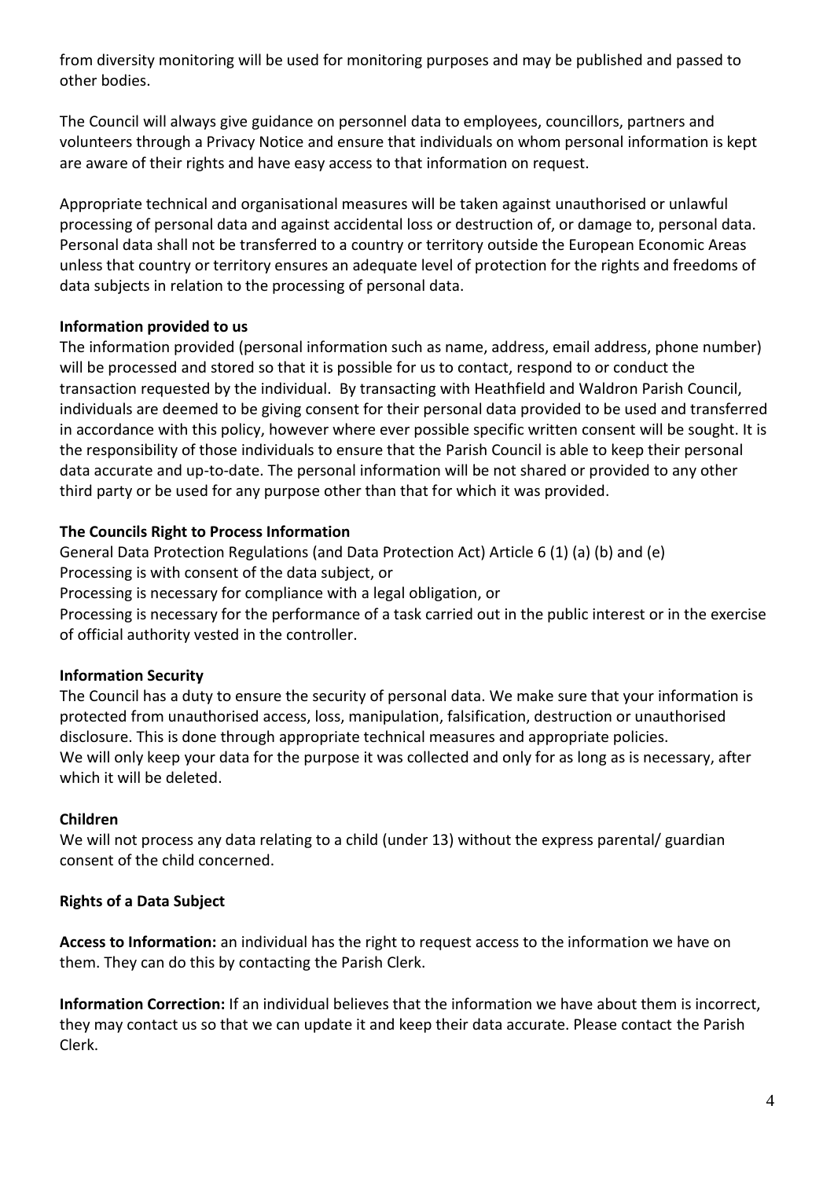from diversity monitoring will be used for monitoring purposes and may be published and passed to other bodies.

The Council will always give guidance on personnel data to employees, councillors, partners and volunteers through a Privacy Notice and ensure that individuals on whom personal information is kept are aware of their rights and have easy access to that information on request.

Appropriate technical and organisational measures will be taken against unauthorised or unlawful processing of personal data and against accidental loss or destruction of, or damage to, personal data. Personal data shall not be transferred to a country or territory outside the European Economic Areas unless that country or territory ensures an adequate level of protection for the rights and freedoms of data subjects in relation to the processing of personal data.

**Information provided to us**

The information provided (personal information such as name, address, email address, phone number) will be processed and stored so that it is possible for us to contact, respond to or conduct the transaction requested by the individual. By transacting with Heathfield and Waldron Parish Council, individuals are deemed to be giving consent for their personal data provided to be used and transferred in accordance with this policy, however where ever possible specific written consent will be sought. It is the responsibility of those individuals to ensure that the Parish Council is able to keep their personal data accurate and up-to-date. The personal information will be not shared or provided to any other third party or be used for any purpose other than that for which it was provided.

**The Councils Right to Process Information**

General Data Protection Regulations (and Data Protection Act) Article 6 (1) (a) (b) and (e)
Processing is with consent of the data subject, or
Processing is necessary for compliance with a legal obligation, or
Processing is necessary for the performance of a task carried out in the public interest or in the exercise of official authority vested in the controller.

**Information Security**

The Council has a duty to ensure the security of personal data. We make sure that your information is protected from unauthorised access, loss, manipulation, falsification, destruction or unauthorised disclosure. This is done through appropriate technical measures and appropriate policies.
We will only keep your data for the purpose it was collected and only for as long as is necessary, after which it will be deleted.

**Children**

We will not process any data relating to a child (under 13) without the express parental/ guardian consent of the child concerned.

**Rights of a Data Subject**

**Access to Information:** an individual has the right to request access to the information we have on them. They can do this by contacting the Parish Clerk.

**Information Correction:** If an individual believes that the information we have about them is incorrect, they may contact us so that we can update it and keep their data accurate. Please contact the Parish Clerk.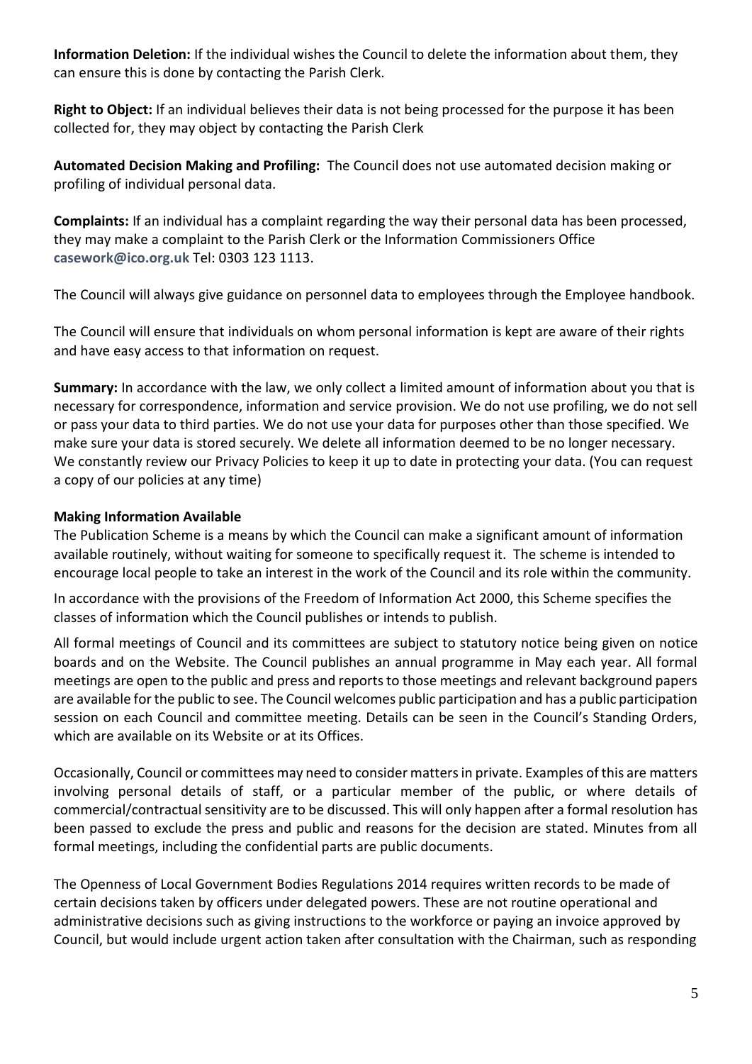**Information Deletion:** If the individual wishes the Council to delete the information about them, they can ensure this is done by contacting the Parish Clerk.

**Right to Object:** If an individual believes their data is not being processed for the purpose it has been collected for, they may object by contacting the Parish Clerk

**Automated Decision Making and Profiling:** The Council does not use automated decision making or profiling of individual personal data.

**Complaints:** If an individual has a complaint regarding the way their personal data has been processed, they may make a complaint to the Parish Clerk or the Information Commissioners Office **casework@ico.org.uk** Tel: 0303 123 1113.

The Council will always give guidance on personnel data to employees through the Employee handbook.

The Council will ensure that individuals on whom personal information is kept are aware of their rights and have easy access to that information on request.

**Summary:** In accordance with the law, we only collect a limited amount of information about you that is necessary for correspondence, information and service provision. We do not use profiling, we do not sell or pass your data to third parties. We do not use your data for purposes other than those specified. We make sure your data is stored securely. We delete all information deemed to be no longer necessary. We constantly review our Privacy Policies to keep it up to date in protecting your data. (You can request a copy of our policies at any time)

**Making Information Available**

The Publication Scheme is a means by which the Council can make a significant amount of information available routinely, without waiting for someone to specifically request it. The scheme is intended to encourage local people to take an interest in the work of the Council and its role within the community.

In accordance with the provisions of the Freedom of Information Act 2000, this Scheme specifies the classes of information which the Council publishes or intends to publish.

All formal meetings of Council and its committees are subject to statutory notice being given on notice boards and on the Website. The Council publishes an annual programme in May each year. All formal meetings are open to the public and press and reports to those meetings and relevant background papers are available for the public to see. The Council welcomes public participation and has a public participation session on each Council and committee meeting. Details can be seen in the Council's Standing Orders, which are available on its Website or at its Offices.

Occasionally, Council or committees may need to consider matters in private. Examples of this are matters involving personal details of staff, or a particular member of the public, or where details of commercial/contractual sensitivity are to be discussed. This will only happen after a formal resolution has been passed to exclude the press and public and reasons for the decision are stated. Minutes from all formal meetings, including the confidential parts are public documents.

The Openness of Local Government Bodies Regulations 2014 requires written records to be made of certain decisions taken by officers under delegated powers. These are not routine operational and administrative decisions such as giving instructions to the workforce or paying an invoice approved by Council, but would include urgent action taken after consultation with the Chairman, such as responding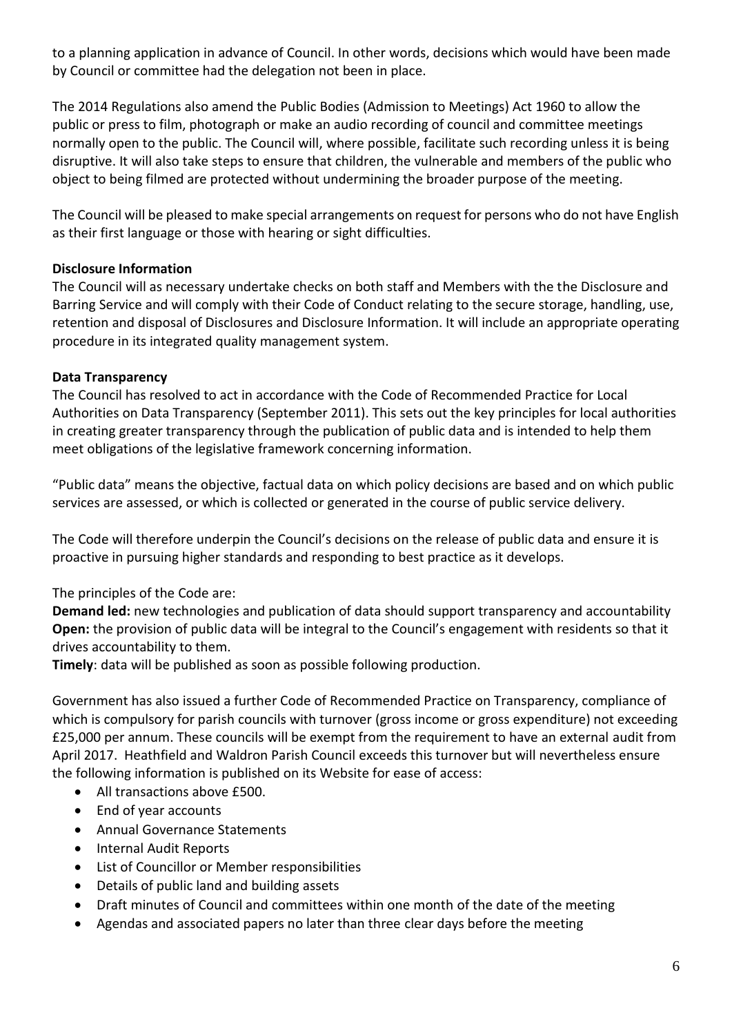to a planning application in advance of Council. In other words, decisions which would have been made by Council or committee had the delegation not been in place.

The 2014 Regulations also amend the Public Bodies (Admission to Meetings) Act 1960 to allow the public or press to film, photograph or make an audio recording of council and committee meetings normally open to the public. The Council will, where possible, facilitate such recording unless it is being disruptive. It will also take steps to ensure that children, the vulnerable and members of the public who object to being filmed are protected without undermining the broader purpose of the meeting.

The Council will be pleased to make special arrangements on request for persons who do not have English as their first language or those with hearing or sight difficulties.

**Disclosure Information**

The Council will as necessary undertake checks on both staff and Members with the the Disclosure and Barring Service and will comply with their Code of Conduct relating to the secure storage, handling, use, retention and disposal of Disclosures and Disclosure Information. It will include an appropriate operating procedure in its integrated quality management system.

**Data Transparency**

The Council has resolved to act in accordance with the Code of Recommended Practice for Local Authorities on Data Transparency (September 2011). This sets out the key principles for local authorities in creating greater transparency through the publication of public data and is intended to help them meet obligations of the legislative framework concerning information.

"Public data" means the objective, factual data on which policy decisions are based and on which public services are assessed, or which is collected or generated in the course of public service delivery.

The Code will therefore underpin the Council's decisions on the release of public data and ensure it is proactive in pursuing higher standards and responding to best practice as it develops.

The principles of the Code are:

**Demand led:** new technologies and publication of data should support transparency and accountability
**Open:** the provision of public data will be integral to the Council's engagement with residents so that it drives accountability to them.
**Timely**: data will be published as soon as possible following production.

Government has also issued a further Code of Recommended Practice on Transparency, compliance of which is compulsory for parish councils with turnover (gross income or gross expenditure) not exceeding £25,000 per annum. These councils will be exempt from the requirement to have an external audit from April 2017. Heathfield and Waldron Parish Council exceeds this turnover but will nevertheless ensure the following information is published on its Website for ease of access:

- All transactions above £500.
- End of year accounts
- Annual Governance Statements
- Internal Audit Reports
- List of Councillor or Member responsibilities
- Details of public land and building assets
- Draft minutes of Council and committees within one month of the date of the meeting
- Agendas and associated papers no later than three clear days before the meeting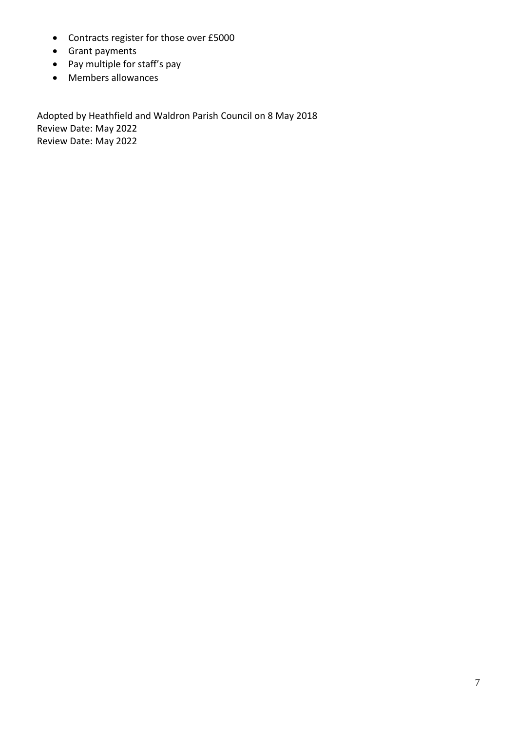- Contracts register for those over £5000
- Grant payments
- Pay multiple for staff's pay
- Members allowances

Adopted by Heathfield and Waldron Parish Council on 8 May 2018
Review Date: May 2022
Review Date: May 2022